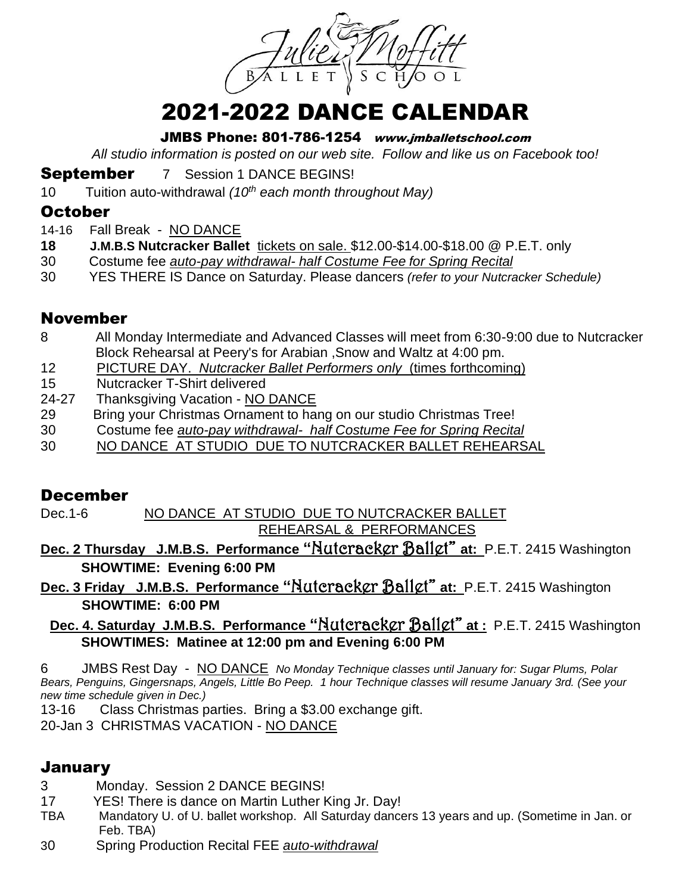Julie Moffitt Ballet School

# 2021-2022 DANCE CALENDAR

**JMBS Phone: 801-786-1254** *www.jmballetschool.com*

*All studio information is posted on our web site. Follow and like us on Facebook too!*

## September

7 Session 1 DANCE BEGINS!

10 Tuition auto-withdrawal *(10th each month throughout May)*

## October

14-16 Fall Break - NO DANCE

**18** **J.M.B.S Nutcracker Ballet** tickets on sale. $12.00-$14.00-$18.00 @ P.E.T. only

30 Costume fee *auto-pay withdrawal- half Costume Fee for Spring Recital*

30 YES THERE IS Dance on Saturday. Please dancers *(refer to your Nutcracker Schedule)*

## November

8 All Monday Intermediate and Advanced Classes will meet from 6:30-9:00 due to Nutcracker Block Rehearsal at Peery's for Arabian ,Snow and Waltz at 4:00 pm.

12 PICTURE DAY. *Nutcracker Ballet Performers only* (times forthcoming)

15 Nutcracker T-Shirt delivered

24-27 Thanksgiving Vacation - NO DANCE

29 Bring your Christmas Ornament to hang on our studio Christmas Tree!

30 Costume fee *auto-pay withdrawal- half Costume Fee for Spring Recital*

30 NO DANCE AT STUDIO DUE TO NUTCRACKER BALLET REHEARSAL

## December

Dec.1-6 NO DANCE AT STUDIO DUE TO NUTCRACKER BALLET REHEARSAL & PERFORMANCES

**Dec. 2 Thursday J.M.B.S. Performance "Nutcracker Ballet" at:** P.E.T. 2415 Washington
**SHOWTIME: Evening 6:00 PM**

**Dec. 3 Friday J.M.B.S. Performance "Nutcracker Ballet" at:** P.E.T. 2415 Washington
**SHOWTIME: 6:00 PM**

**Dec. 4. Saturday J.M.B.S. Performance "Nutcracker Ballet" at :** P.E.T. 2415 Washington
**SHOWTIMES: Matinee at 12:00 pm and Evening 6:00 PM**

6 JMBS Rest Day - NO DANCE *No Monday Technique classes until January for: Sugar Plums, Polar Bears, Penguins, Gingersnaps, Angels, Little Bo Peep. 1 hour Technique classes will resume January 3rd. (See your new time schedule given in Dec.)*

13-16 Class Christmas parties. Bring a $3.00 exchange gift.

20-Jan 3 CHRISTMAS VACATION - NO DANCE

## January

3 Monday. Session 2 DANCE BEGINS!

17 YES! There is dance on Martin Luther King Jr. Day!

TBA Mandatory U. of U. ballet workshop. All Saturday dancers 13 years and up. (Sometime in Jan. or Feb. TBA)

30 Spring Production Recital FEE *auto-withdrawal*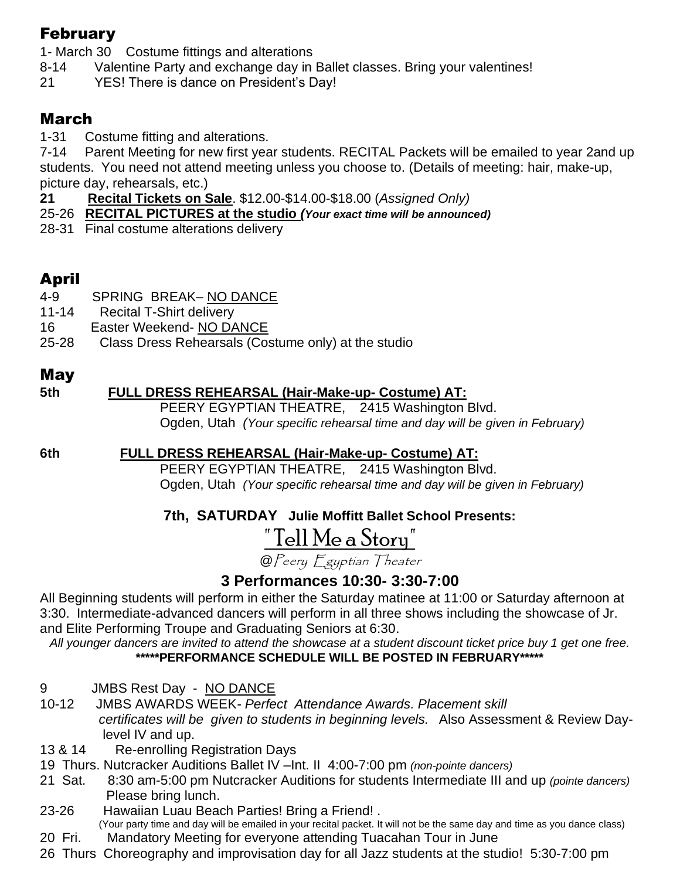## February

1- March 30 Costume fittings and alterations
8-14 Valentine Party and exchange day in Ballet classes. Bring your valentines!
21 YES! There is dance on President's Day!

## March

1-31 Costume fitting and alterations.
7-14 Parent Meeting for new first year students. RECITAL Packets will be emailed to year 2and up students. You need not attend meeting unless you choose to. (Details of meeting: hair, make-up, picture day, rehearsals, etc.)
**21** **Recital Tickets on Sale**. $12.00-$14.00-$18.00 (*Assigned Only)*
25-26 **RECITAL PICTURES at the studio (*Your exact time will be announced)***
28-31 Final costume alterations delivery

## April

4-9 SPRING BREAK– NO DANCE
11-14 Recital T-Shirt delivery
16 Easter Weekend- NO DANCE
25-28 Class Dress Rehearsals (Costume only) at the studio

## May

**5th** **FULL DRESS REHEARSAL (Hair-Make-up- Costume) AT:**
PEERY EGYPTIAN THEATRE, 2415 Washington Blvd.
Ogden, Utah *(Your specific rehearsal time and day will be given in February)*

**6th** **FULL DRESS REHEARSAL (Hair-Make-up- Costume) AT:**
PEERY EGYPTIAN THEATRE, 2415 Washington Blvd.
Ogden, Utah *(Your specific rehearsal time and day will be given in February)*

**7th, SATURDAY Julie Moffitt Ballet School Presents:**

"Tell Me a Story"

@Peery Egyptian Theater

**3 Performances 10:30- 3:30-7:00**

All Beginning students will perform in either the Saturday matinee at 11:00 or Saturday afternoon at 3:30. Intermediate-advanced dancers will perform in all three shows including the showcase of Jr. and Elite Performing Troupe and Graduating Seniors at 6:30.

*All younger dancers are invited to attend the showcase at a student discount ticket price buy 1 get one free.*

**\*\*\*\*\*PERFORMANCE SCHEDULE WILL BE POSTED IN FEBRUARY\*\*\*\*\***

9 JMBS Rest Day - NO DANCE
10-12 JMBS AWARDS WEEK- *Perfect Attendance Awards. Placement skill certificates will be given to students in beginning levels.* Also Assessment & Review Day- level IV and up.
13 & 14 Re-enrolling Registration Days
19 Thurs. Nutcracker Auditions Ballet IV –Int. II 4:00-7:00 pm *(non-pointe dancers)*
21 Sat. 8:30 am-5:00 pm Nutcracker Auditions for students Intermediate III and up *(pointe dancers)* Please bring lunch.
23-26 Hawaiian Luau Beach Parties! Bring a Friend! .
(Your party time and day will be emailed in your recital packet. It will not be the same day and time as you dance class)
20 Fri. Mandatory Meeting for everyone attending Tuacahan Tour in June
26 Thurs Choreography and improvisation day for all Jazz students at the studio! 5:30-7:00 pm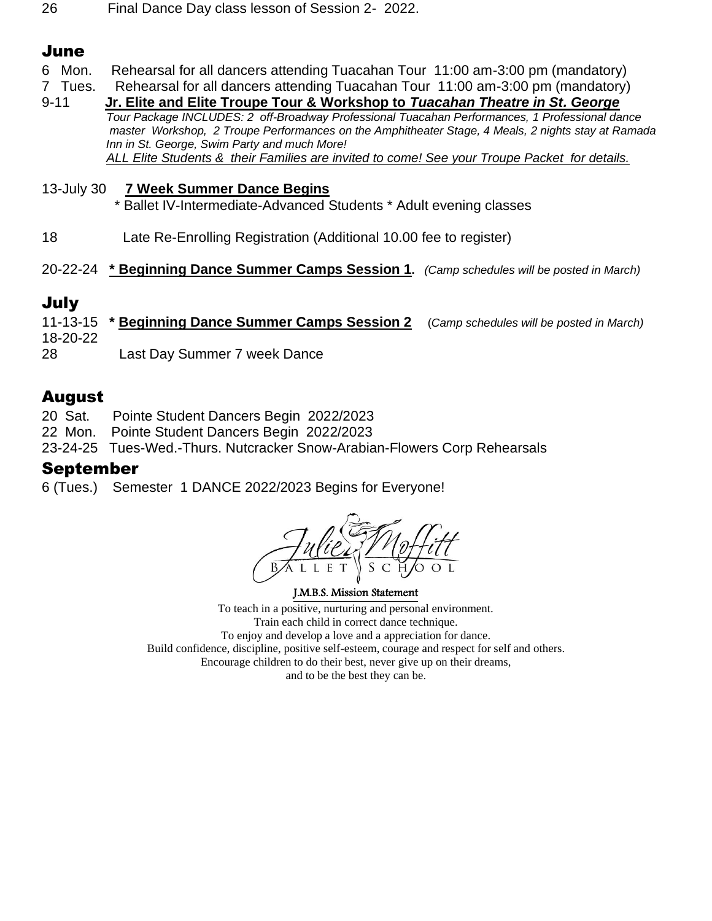26 Final Dance Day class lesson of Session 2- 2022.

## June

6 Mon. Rehearsal for all dancers attending Tuacahan Tour 11:00 am-3:00 pm (mandatory)

7 Tues. Rehearsal for all dancers attending Tuacahan Tour 11:00 am-3:00 pm (mandatory)

9-11 **Jr. Elite and Elite Troupe Tour & Workshop to *Tuacahan Theatre in St. George***

*Tour Package INCLUDES: 2 off-Broadway Professional Tuacahan Performances, 1 Professional dance master Workshop, 2 Troupe Performances on the Amphitheater Stage, 4 Meals, 2 nights stay at Ramada Inn in St. George, Swim Party and much More!*

*ALL Elite Students & their Families are invited to come! See your Troupe Packet for details.*

13-July 30 **7 Week Summer Dance Begins**

* Ballet IV-Intermediate-Advanced Students * Adult evening classes

18 Late Re-Enrolling Registration (Additional 10.00 fee to register)

20-22-24 **\* Beginning Dance Summer Camps Session 1.** *(Camp schedules will be posted in March)*

## July

11-13-15 **\* Beginning Dance Summer Camps Session 2** (*Camp schedules will be posted in March)*

18-20-22

28 Last Day Summer 7 week Dance

## August

20 Sat. Pointe Student Dancers Begin 2022/2023

22 Mon. Pointe Student Dancers Begin 2022/2023

23-24-25 Tues-Wed.-Thurs. Nutcracker Snow-Arabian-Flowers Corp Rehearsals

## September

6 (Tues.) Semester 1 DANCE 2022/2023 Begins for Everyone!

Julie Moffitt BALLET SCHOOL

J.M.B.S. Mission Statement

To teach in a positive, nurturing and personal environment.
Train each child in correct dance technique.
To enjoy and develop a love and a appreciation for dance.
Build confidence, discipline, positive self-esteem, courage and respect for self and others.
Encourage children to do their best, never give up on their dreams,
and to be the best they can be.